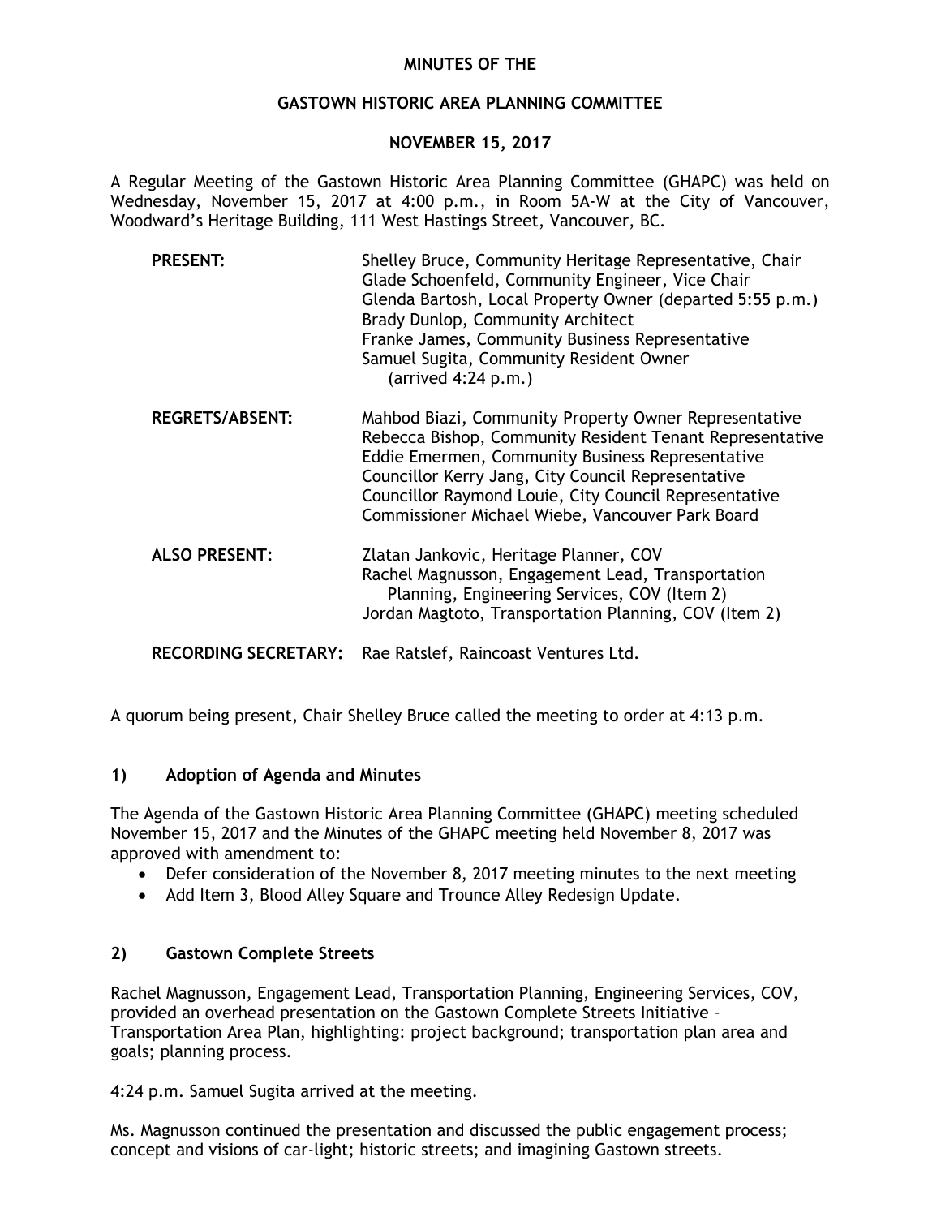# MINUTES OF THE

## GASTOWN HISTORIC AREA PLANNING COMMITTEE

### NOVEMBER 15, 2017

A Regular Meeting of the Gastown Historic Area Planning Committee (GHAPC) was held on Wednesday, November 15, 2017 at 4:00 p.m., in Room 5A-W at the City of Vancouver, Woodward's Heritage Building, 111 West Hastings Street, Vancouver, BC.

| | |
|---|---|
| **PRESENT:** | Shelley Bruce, Community Heritage Representative, Chair<br>Glade Schoenfeld, Community Engineer, Vice Chair<br>Glenda Bartosh, Local Property Owner (departed 5:55 p.m.)<br>Brady Dunlop, Community Architect<br>Franke James, Community Business Representative<br>Samuel Sugita, Community Resident Owner (arrived 4:24 p.m.) |
| **REGRETS/ABSENT:** | Mahbod Biazi, Community Property Owner Representative<br>Rebecca Bishop, Community Resident Tenant Representative<br>Eddie Emermen, Community Business Representative<br>Councillor Kerry Jang, City Council Representative<br>Councillor Raymond Louie, City Council Representative<br>Commissioner Michael Wiebe, Vancouver Park Board |
| **ALSO PRESENT:** | Zlatan Jankovic, Heritage Planner, COV<br>Rachel Magnusson, Engagement Lead, Transportation Planning, Engineering Services, COV (Item 2)<br>Jordan Magtoto, Transportation Planning, COV (Item 2) |
| **RECORDING SECRETARY:** | Rae Ratslef, Raincoast Ventures Ltd. |

A quorum being present, Chair Shelley Bruce called the meeting to order at 4:13 p.m.

## 1) Adoption of Agenda and Minutes

The Agenda of the Gastown Historic Area Planning Committee (GHAPC) meeting scheduled November 15, 2017 and the Minutes of the GHAPC meeting held November 8, 2017 was approved with amendment to:

- Defer consideration of the November 8, 2017 meeting minutes to the next meeting
- Add Item 3, Blood Alley Square and Trounce Alley Redesign Update.

## 2) Gastown Complete Streets

Rachel Magnusson, Engagement Lead, Transportation Planning, Engineering Services, COV, provided an overhead presentation on the Gastown Complete Streets Initiative – Transportation Area Plan, highlighting: project background; transportation plan area and goals; planning process.

4:24 p.m. Samuel Sugita arrived at the meeting.

Ms. Magnusson continued the presentation and discussed the public engagement process; concept and visions of car-light; historic streets; and imagining Gastown streets.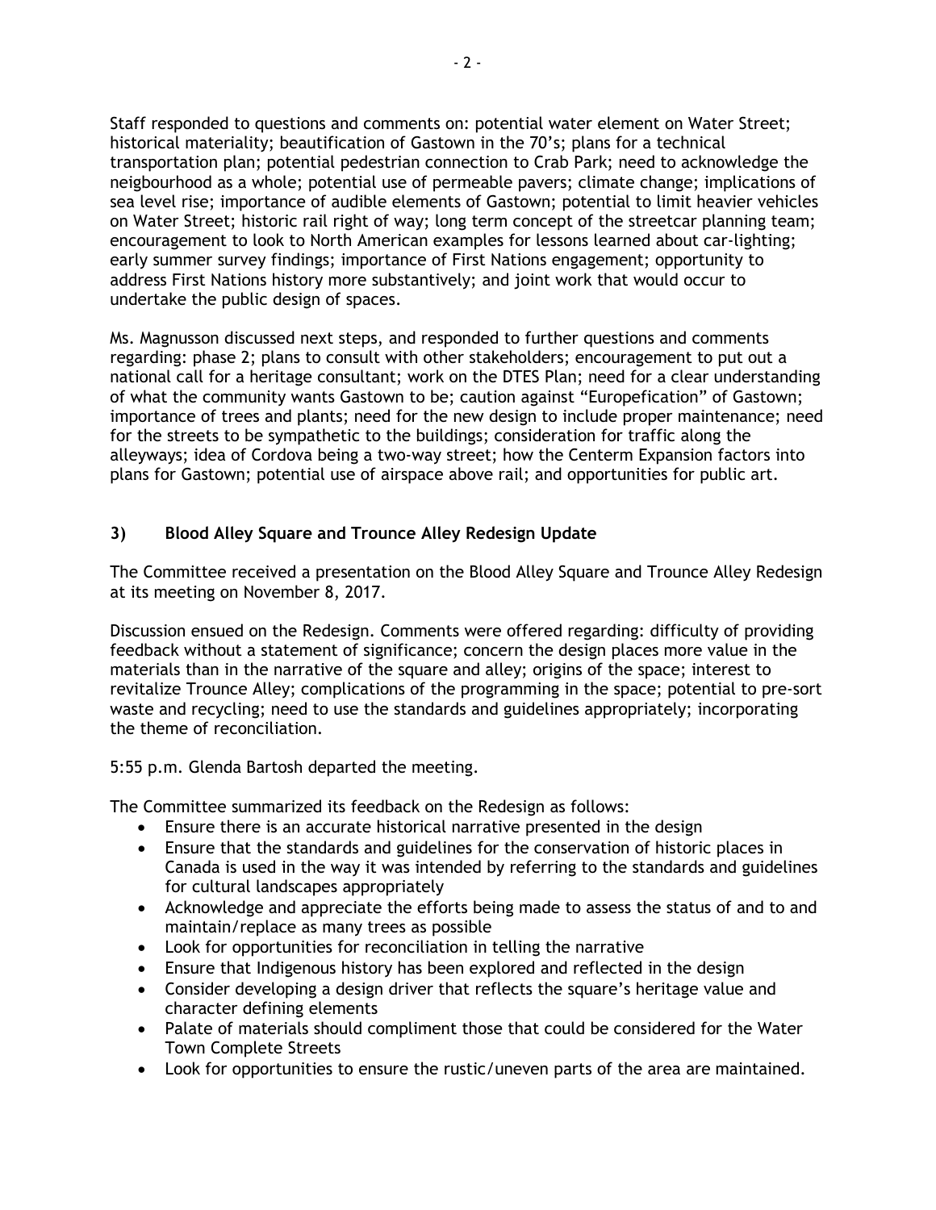Staff responded to questions and comments on: potential water element on Water Street; historical materiality; beautification of Gastown in the 70's; plans for a technical transportation plan; potential pedestrian connection to Crab Park; need to acknowledge the neigbourhood as a whole; potential use of permeable pavers; climate change; implications of sea level rise; importance of audible elements of Gastown; potential to limit heavier vehicles on Water Street; historic rail right of way; long term concept of the streetcar planning team; encouragement to look to North American examples for lessons learned about car-lighting; early summer survey findings; importance of First Nations engagement; opportunity to address First Nations history more substantively; and joint work that would occur to undertake the public design of spaces.

Ms. Magnusson discussed next steps, and responded to further questions and comments regarding: phase 2; plans to consult with other stakeholders; encouragement to put out a national call for a heritage consultant; work on the DTES Plan; need for a clear understanding of what the community wants Gastown to be; caution against "Europefication" of Gastown; importance of trees and plants; need for the new design to include proper maintenance; need for the streets to be sympathetic to the buildings; consideration for traffic along the alleyways; idea of Cordova being a two-way street; how the Centerm Expansion factors into plans for Gastown; potential use of airspace above rail; and opportunities for public art.

### 3) Blood Alley Square and Trounce Alley Redesign Update

The Committee received a presentation on the Blood Alley Square and Trounce Alley Redesign at its meeting on November 8, 2017.

Discussion ensued on the Redesign. Comments were offered regarding: difficulty of providing feedback without a statement of significance; concern the design places more value in the materials than in the narrative of the square and alley; origins of the space; interest to revitalize Trounce Alley; complications of the programming in the space; potential to pre-sort waste and recycling; need to use the standards and guidelines appropriately; incorporating the theme of reconciliation.

5:55 p.m. Glenda Bartosh departed the meeting.

The Committee summarized its feedback on the Redesign as follows:

- Ensure there is an accurate historical narrative presented in the design
- Ensure that the standards and guidelines for the conservation of historic places in Canada is used in the way it was intended by referring to the standards and guidelines for cultural landscapes appropriately
- Acknowledge and appreciate the efforts being made to assess the status of and to and maintain/replace as many trees as possible
- Look for opportunities for reconciliation in telling the narrative
- Ensure that Indigenous history has been explored and reflected in the design
- Consider developing a design driver that reflects the square's heritage value and character defining elements
- Palate of materials should compliment those that could be considered for the Water Town Complete Streets
- Look for opportunities to ensure the rustic/uneven parts of the area are maintained.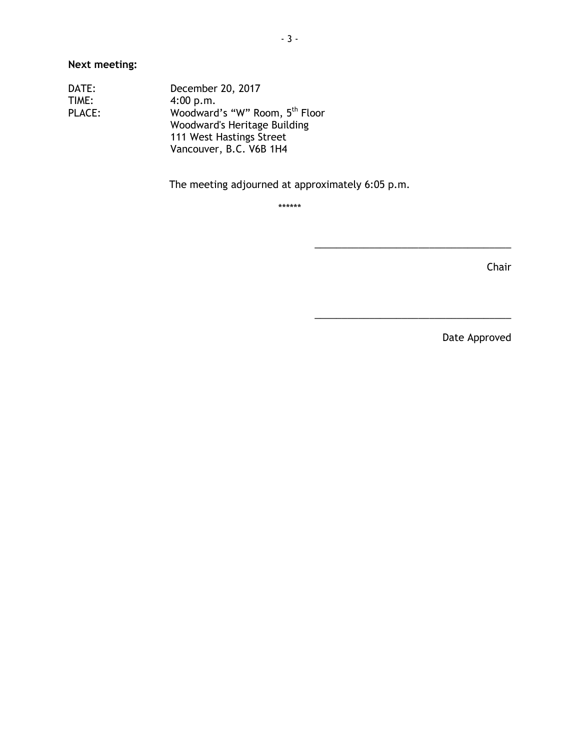**Next meeting:**

| | |
|---|---|
| DATE: | December 20, 2017 |
| TIME: | 4:00 p.m. |
| PLACE: | Woodward's "W" Room, 5th Floor<br>Woodward's Heritage Building<br>111 West Hastings Street<br>Vancouver, B.C. V6B 1H4 |

The meeting adjourned at approximately 6:05 p.m.

******

___________________________________

Chair

___________________________________

Date Approved